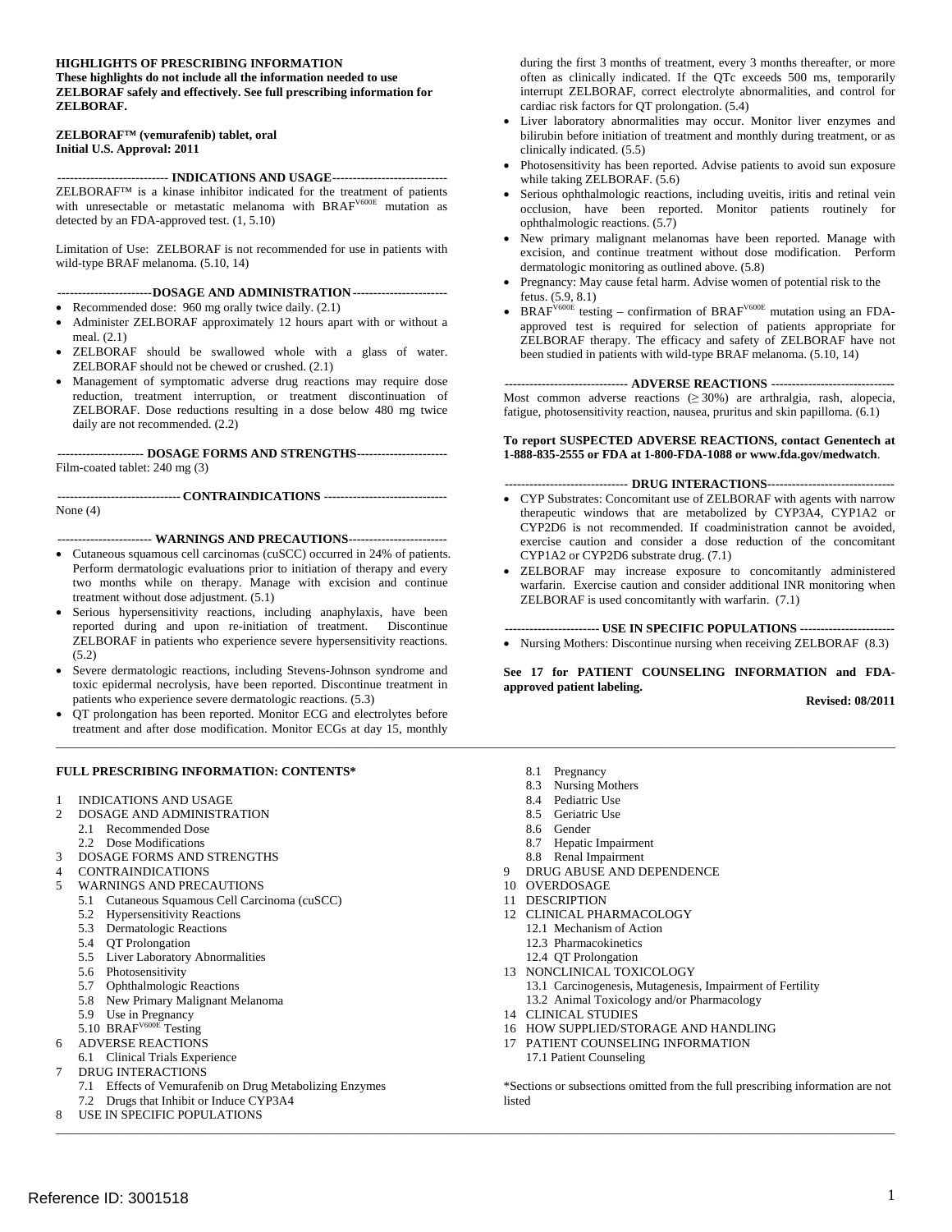**HIGHLIGHTS OF PRESCRIBING INFORMATION**
**These highlights do not include all the information needed to use ZELBORAF safely and effectively. See full prescribing information for ZELBORAF.**

**ZELBORAF™ (vemurafenib) tablet, oral**
**Initial U.S. Approval: 2011**

**INDICATIONS AND USAGE**

ZELBORAF™ is a kinase inhibitor indicated for the treatment of patients with unresectable or metastatic melanoma with BRAF$^{V600E}$ mutation as detected by an FDA-approved test. (1, 5.10)

Limitation of Use: ZELBORAF is not recommended for use in patients with wild-type BRAF melanoma. (5.10, 14)

**DOSAGE AND ADMINISTRATION**

- Recommended dose: 960 mg orally twice daily. (2.1)
- Administer ZELBORAF approximately 12 hours apart with or without a meal. (2.1)
- ZELBORAF should be swallowed whole with a glass of water. ZELBORAF should not be chewed or crushed. (2.1)
- Management of symptomatic adverse drug reactions may require dose reduction, treatment interruption, or treatment discontinuation of ZELBORAF. Dose reductions resulting in a dose below 480 mg twice daily are not recommended. (2.2)

**DOSAGE FORMS AND STRENGTHS**

Film-coated tablet: 240 mg (3)

**CONTRAINDICATIONS**

None (4)

**WARNINGS AND PRECAUTIONS**

- Cutaneous squamous cell carcinomas (cuSCC) occurred in 24% of patients. Perform dermatologic evaluations prior to initiation of therapy and every two months while on therapy. Manage with excision and continue treatment without dose adjustment. (5.1)
- Serious hypersensitivity reactions, including anaphylaxis, have been reported during and upon re-initiation of treatment. Discontinue ZELBORAF in patients who experience severe hypersensitivity reactions. (5.2)
- Severe dermatologic reactions, including Stevens-Johnson syndrome and toxic epidermal necrolysis, have been reported. Discontinue treatment in patients who experience severe dermatologic reactions. (5.3)
- QT prolongation has been reported. Monitor ECG and electrolytes before treatment and after dose modification. Monitor ECGs at day 15, monthly during the first 3 months of treatment, every 3 months thereafter, or more often as clinically indicated. If the QTc exceeds 500 ms, temporarily interrupt ZELBORAF, correct electrolyte abnormalities, and control for cardiac risk factors for QT prolongation. (5.4)
- Liver laboratory abnormalities may occur. Monitor liver enzymes and bilirubin before initiation of treatment and monthly during treatment, or as clinically indicated. (5.5)
- Photosensitivity has been reported. Advise patients to avoid sun exposure while taking ZELBORAF. (5.6)
- Serious ophthalmologic reactions, including uveitis, iritis and retinal vein occlusion, have been reported. Monitor patients routinely for ophthalmologic reactions. (5.7)
- New primary malignant melanomas have been reported. Manage with excision, and continue treatment without dose modification. Perform dermatologic monitoring as outlined above. (5.8)
- Pregnancy: May cause fetal harm. Advise women of potential risk to the fetus. (5.9, 8.1)
- BRAF$^{V600E}$ testing – confirmation of BRAF$^{V600E}$ mutation using an FDA-approved test is required for selection of patients appropriate for ZELBORAF therapy. The efficacy and safety of ZELBORAF have not been studied in patients with wild-type BRAF melanoma. (5.10, 14)

**ADVERSE REACTIONS**

Most common adverse reactions (≥ 30%) are arthralgia, rash, alopecia, fatigue, photosensitivity reaction, nausea, pruritus and skin papilloma. (6.1)

**To report SUSPECTED ADVERSE REACTIONS, contact Genentech at 1-888-835-2555 or FDA at 1-800-FDA-1088 or www.fda.gov/medwatch**.

**DRUG INTERACTIONS**

- CYP Substrates: Concomitant use of ZELBORAF with agents with narrow therapeutic windows that are metabolized by CYP3A4, CYP1A2 or CYP2D6 is not recommended. If coadministration cannot be avoided, exercise caution and consider a dose reduction of the concomitant CYP1A2 or CYP2D6 substrate drug. (7.1)
- ZELBORAF may increase exposure to concomitantly administered warfarin. Exercise caution and consider additional INR monitoring when ZELBORAF is used concomitantly with warfarin. (7.1)

**USE IN SPECIFIC POPULATIONS**

- Nursing Mothers: Discontinue nursing when receiving ZELBORAF (8.3)

**See 17 for PATIENT COUNSELING INFORMATION and FDA-approved patient labeling.**

**Revised: 08/2011**

---

**FULL PRESCRIBING INFORMATION: CONTENTS***

1 INDICATIONS AND USAGE
2 DOSAGE AND ADMINISTRATION
- 2.1 Recommended Dose
- 2.2 Dose Modifications

3 DOSAGE FORMS AND STRENGTHS
4 CONTRAINDICATIONS
5 WARNINGS AND PRECAUTIONS
- 5.1 Cutaneous Squamous Cell Carcinoma (cuSCC)
- 5.2 Hypersensitivity Reactions
- 5.3 Dermatologic Reactions
- 5.4 QT Prolongation
- 5.5 Liver Laboratory Abnormalities
- 5.6 Photosensitivity
- 5.7 Ophthalmologic Reactions
- 5.8 New Primary Malignant Melanoma
- 5.9 Use in Pregnancy
- 5.10 BRAF$^{V600E}$ Testing

6 ADVERSE REACTIONS
- 6.1 Clinical Trials Experience

7 DRUG INTERACTIONS
- 7.1 Effects of Vemurafenib on Drug Metabolizing Enzymes
- 7.2 Drugs that Inhibit or Induce CYP3A4

8 USE IN SPECIFIC POPULATIONS
- 8.1 Pregnancy
- 8.3 Nursing Mothers
- 8.4 Pediatric Use
- 8.5 Geriatric Use
- 8.6 Gender
- 8.7 Hepatic Impairment
- 8.8 Renal Impairment

9 DRUG ABUSE AND DEPENDENCE
10 OVERDOSAGE
11 DESCRIPTION
12 CLINICAL PHARMACOLOGY
- 12.1 Mechanism of Action
- 12.3 Pharmacokinetics
- 12.4 QT Prolongation

13 NONCLINICAL TOXICOLOGY
- 13.1 Carcinogenesis, Mutagenesis, Impairment of Fertility
- 13.2 Animal Toxicology and/or Pharmacology

14 CLINICAL STUDIES
16 HOW SUPPLIED/STORAGE AND HANDLING
17 PATIENT COUNSELING INFORMATION
- 17.1 Patient Counseling

*Sections or subsections omitted from the full prescribing information are not listed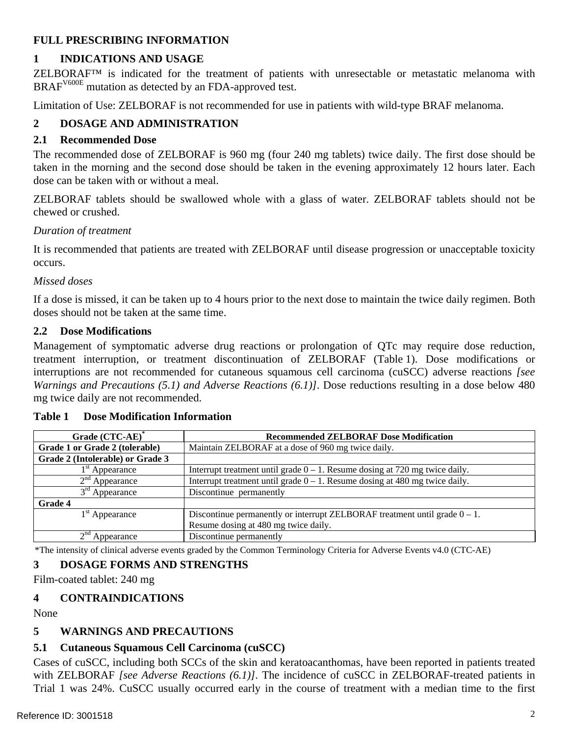# FULL PRESCRIBING INFORMATION

## 1 INDICATIONS AND USAGE

ZELBORAF™ is indicated for the treatment of patients with unresectable or metastatic melanoma with $BRAF^{V600E}$ mutation as detected by an FDA-approved test.

Limitation of Use: ZELBORAF is not recommended for use in patients with wild-type BRAF melanoma.

## 2 DOSAGE AND ADMINISTRATION

### 2.1 Recommended Dose

The recommended dose of ZELBORAF is 960 mg (four 240 mg tablets) twice daily. The first dose should be taken in the morning and the second dose should be taken in the evening approximately 12 hours later. Each dose can be taken with or without a meal.

ZELBORAF tablets should be swallowed whole with a glass of water. ZELBORAF tablets should not be chewed or crushed.

*Duration of treatment*

It is recommended that patients are treated with ZELBORAF until disease progression or unacceptable toxicity occurs.

*Missed doses*

If a dose is missed, it can be taken up to 4 hours prior to the next dose to maintain the twice daily regimen. Both doses should not be taken at the same time.

### 2.2 Dose Modifications

Management of symptomatic adverse drug reactions or prolongation of QTc may require dose reduction, treatment interruption, or treatment discontinuation of ZELBORAF (Table 1). Dose modifications or interruptions are not recommended for cutaneous squamous cell carcinoma (cuSCC) adverse reactions *[see Warnings and Precautions (5.1) and Adverse Reactions (6.1)]*. Dose reductions resulting in a dose below 480 mg twice daily are not recommended.

**Table 1 Dose Modification Information**

| Grade (CTC-AE)* | Recommended ZELBORAF Dose Modification |
|---|---|
| **Grade 1 or Grade 2 (tolerable)** | Maintain ZELBORAF at a dose of 960 mg twice daily. |
| **Grade 2 (Intolerable) or Grade 3** | |
| 1st Appearance | Interrupt treatment until grade 0 – 1. Resume dosing at 720 mg twice daily. |
| 2nd Appearance | Interrupt treatment until grade 0 – 1. Resume dosing at 480 mg twice daily. |
| 3rd Appearance | Discontinue permanently |
| **Grade 4** | |
| 1st Appearance | Discontinue permanently or interrupt ZELBORAF treatment until grade 0 – 1. Resume dosing at 480 mg twice daily. |
| 2nd Appearance | Discontinue permanently |

*The intensity of clinical adverse events graded by the Common Terminology Criteria for Adverse Events v4.0 (CTC-AE)

## 3 DOSAGE FORMS AND STRENGTHS

Film-coated tablet: 240 mg

## 4 CONTRAINDICATIONS

None

## 5 WARNINGS AND PRECAUTIONS

### 5.1 Cutaneous Squamous Cell Carcinoma (cuSCC)

Cases of cuSCC, including both SCCs of the skin and keratoacanthomas, have been reported in patients treated with ZELBORAF *[see Adverse Reactions (6.1)]*. The incidence of cuSCC in ZELBORAF-treated patients in Trial 1 was 24%. CuSCC usually occurred early in the course of treatment with a median time to the first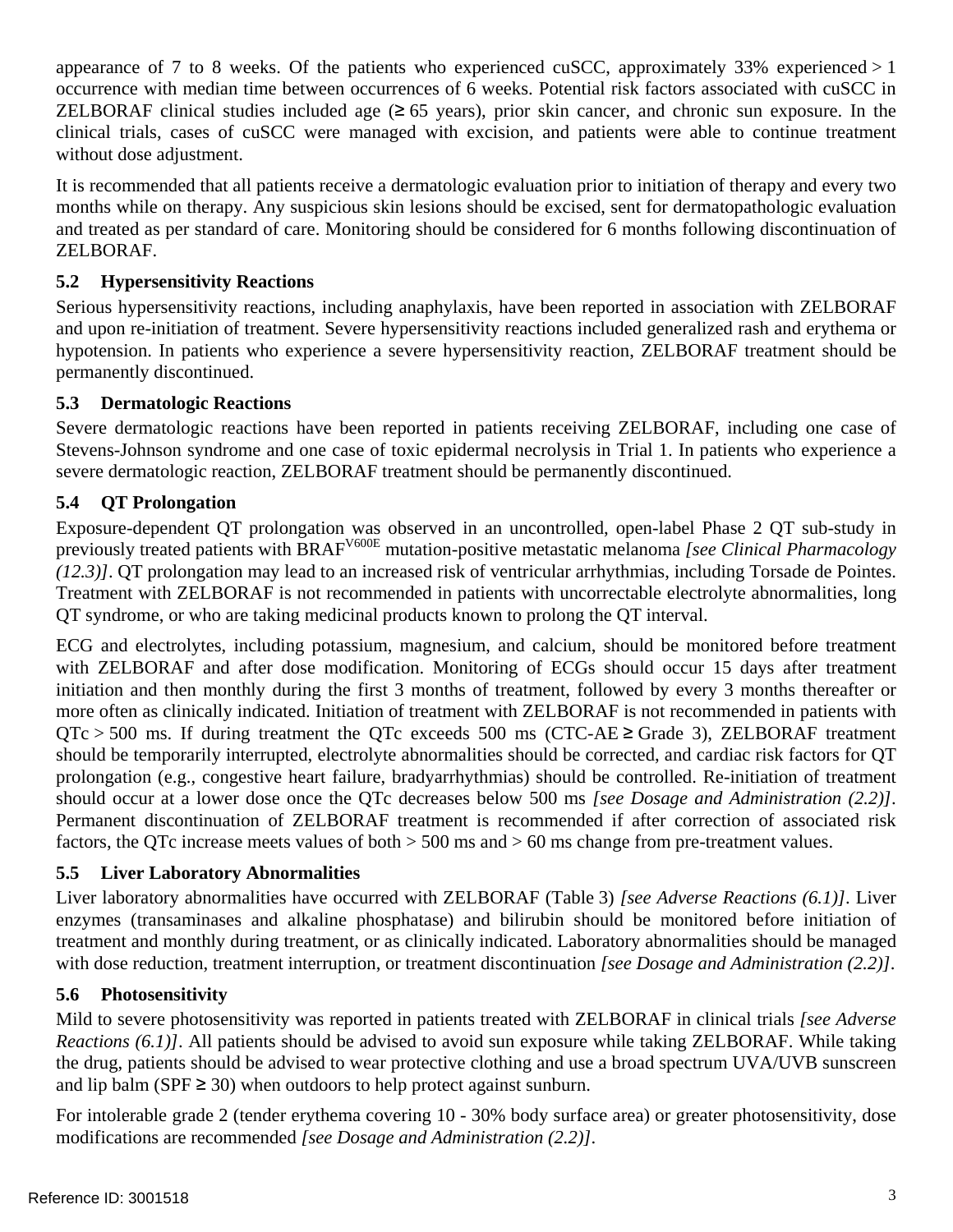appearance of 7 to 8 weeks. Of the patients who experienced cuSCC, approximately 33% experienced > 1 occurrence with median time between occurrences of 6 weeks. Potential risk factors associated with cuSCC in ZELBORAF clinical studies included age (≥ 65 years), prior skin cancer, and chronic sun exposure. In the clinical trials, cases of cuSCC were managed with excision, and patients were able to continue treatment without dose adjustment.

It is recommended that all patients receive a dermatologic evaluation prior to initiation of therapy and every two months while on therapy. Any suspicious skin lesions should be excised, sent for dermatopathologic evaluation and treated as per standard of care. Monitoring should be considered for 6 months following discontinuation of ZELBORAF.

### 5.2 Hypersensitivity Reactions

Serious hypersensitivity reactions, including anaphylaxis, have been reported in association with ZELBORAF and upon re-initiation of treatment. Severe hypersensitivity reactions included generalized rash and erythema or hypotension. In patients who experience a severe hypersensitivity reaction, ZELBORAF treatment should be permanently discontinued.

### 5.3 Dermatologic Reactions

Severe dermatologic reactions have been reported in patients receiving ZELBORAF, including one case of Stevens-Johnson syndrome and one case of toxic epidermal necrolysis in Trial 1. In patients who experience a severe dermatologic reaction, ZELBORAF treatment should be permanently discontinued.

### 5.4 QT Prolongation

Exposure-dependent QT prolongation was observed in an uncontrolled, open-label Phase 2 QT sub-study in previously treated patients with $BRAF^{V600E}$ mutation-positive metastatic melanoma *[see Clinical Pharmacology (12.3)]*. QT prolongation may lead to an increased risk of ventricular arrhythmias, including Torsade de Pointes. Treatment with ZELBORAF is not recommended in patients with uncorrectable electrolyte abnormalities, long QT syndrome, or who are taking medicinal products known to prolong the QT interval.

ECG and electrolytes, including potassium, magnesium, and calcium, should be monitored before treatment with ZELBORAF and after dose modification. Monitoring of ECGs should occur 15 days after treatment initiation and then monthly during the first 3 months of treatment, followed by every 3 months thereafter or more often as clinically indicated. Initiation of treatment with ZELBORAF is not recommended in patients with QTc > 500 ms. If during treatment the QTc exceeds 500 ms (CTC-AE ≥ Grade 3), ZELBORAF treatment should be temporarily interrupted, electrolyte abnormalities should be corrected, and cardiac risk factors for QT prolongation (e.g., congestive heart failure, bradyarrhythmias) should be controlled. Re-initiation of treatment should occur at a lower dose once the QTc decreases below 500 ms *[see Dosage and Administration (2.2)]*. Permanent discontinuation of ZELBORAF treatment is recommended if after correction of associated risk factors, the QTc increase meets values of both > 500 ms and > 60 ms change from pre-treatment values.

### 5.5 Liver Laboratory Abnormalities

Liver laboratory abnormalities have occurred with ZELBORAF (Table 3) *[see Adverse Reactions (6.1)]*. Liver enzymes (transaminases and alkaline phosphatase) and bilirubin should be monitored before initiation of treatment and monthly during treatment, or as clinically indicated. Laboratory abnormalities should be managed with dose reduction, treatment interruption, or treatment discontinuation *[see Dosage and Administration (2.2)]*.

### 5.6 Photosensitivity

Mild to severe photosensitivity was reported in patients treated with ZELBORAF in clinical trials *[see Adverse Reactions (6.1)]*. All patients should be advised to avoid sun exposure while taking ZELBORAF. While taking the drug, patients should be advised to wear protective clothing and use a broad spectrum UVA/UVB sunscreen and lip balm (SPF ≥ 30) when outdoors to help protect against sunburn.

For intolerable grade 2 (tender erythema covering 10 - 30% body surface area) or greater photosensitivity, dose modifications are recommended *[see Dosage and Administration (2.2)]*.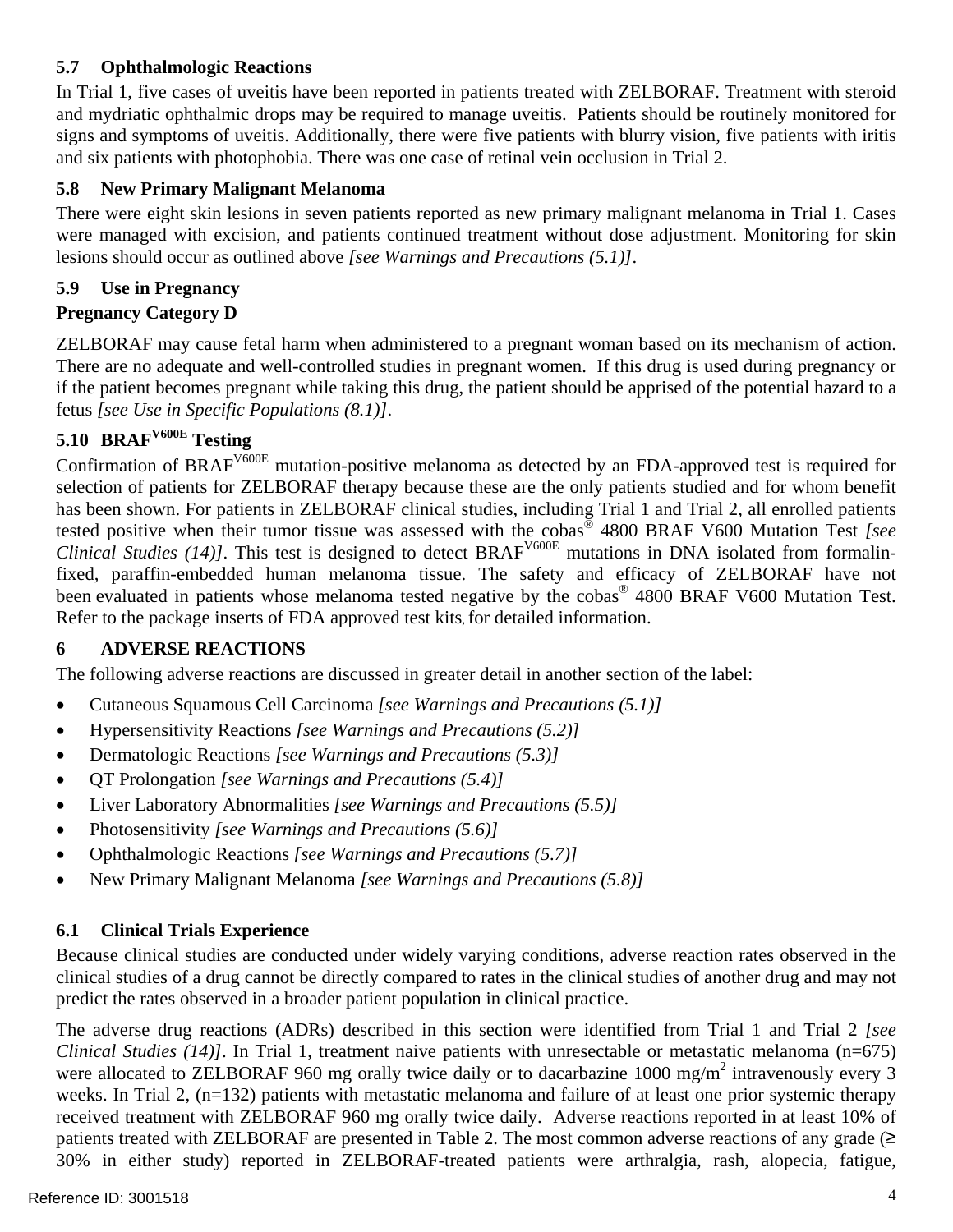### 5.7 Ophthalmologic Reactions

In Trial 1, five cases of uveitis have been reported in patients treated with ZELBORAF. Treatment with steroid and mydriatic ophthalmic drops may be required to manage uveitis. Patients should be routinely monitored for signs and symptoms of uveitis. Additionally, there were five patients with blurry vision, five patients with iritis and six patients with photophobia. There was one case of retinal vein occlusion in Trial 2.

### 5.8 New Primary Malignant Melanoma

There were eight skin lesions in seven patients reported as new primary malignant melanoma in Trial 1. Cases were managed with excision, and patients continued treatment without dose adjustment. Monitoring for skin lesions should occur as outlined above *[see Warnings and Precautions (5.1)]*.

### 5.9 Use in Pregnancy

**Pregnancy Category D**

ZELBORAF may cause fetal harm when administered to a pregnant woman based on its mechanism of action. There are no adequate and well-controlled studies in pregnant women. If this drug is used during pregnancy or if the patient becomes pregnant while taking this drug, the patient should be apprised of the potential hazard to a fetus *[see Use in Specific Populations (8.1)]*.

### 5.10 BRAF$^{V600E}$ Testing

Confirmation of BRAF$^{V600E}$ mutation-positive melanoma as detected by an FDA-approved test is required for selection of patients for ZELBORAF therapy because these are the only patients studied and for whom benefit has been shown. For patients in ZELBORAF clinical studies, including Trial 1 and Trial 2, all enrolled patients tested positive when their tumor tissue was assessed with the cobas® 4800 BRAF V600 Mutation Test *[see Clinical Studies (14)]*. This test is designed to detect BRAF$^{V600E}$ mutations in DNA isolated from formalin-fixed, paraffin-embedded human melanoma tissue. The safety and efficacy of ZELBORAF have not been evaluated in patients whose melanoma tested negative by the cobas® 4800 BRAF V600 Mutation Test. Refer to the package inserts of FDA approved test kits, for detailed information.

## 6 ADVERSE REACTIONS

The following adverse reactions are discussed in greater detail in another section of the label:

- Cutaneous Squamous Cell Carcinoma *[see Warnings and Precautions (5.1)]*
- Hypersensitivity Reactions *[see Warnings and Precautions (5.2)]*
- Dermatologic Reactions *[see Warnings and Precautions (5.3)]*
- QT Prolongation *[see Warnings and Precautions (5.4)]*
- Liver Laboratory Abnormalities *[see Warnings and Precautions (5.5)]*
- Photosensitivity *[see Warnings and Precautions (5.6)]*
- Ophthalmologic Reactions *[see Warnings and Precautions (5.7)]*
- New Primary Malignant Melanoma *[see Warnings and Precautions (5.8)]*

### 6.1 Clinical Trials Experience

Because clinical studies are conducted under widely varying conditions, adverse reaction rates observed in the clinical studies of a drug cannot be directly compared to rates in the clinical studies of another drug and may not predict the rates observed in a broader patient population in clinical practice.

The adverse drug reactions (ADRs) described in this section were identified from Trial 1 and Trial 2 *[see Clinical Studies (14)]*. In Trial 1, treatment naive patients with unresectable or metastatic melanoma (n=675) were allocated to ZELBORAF 960 mg orally twice daily or to dacarbazine 1000 mg/m$^2$ intravenously every 3 weeks. In Trial 2, (n=132) patients with metastatic melanoma and failure of at least one prior systemic therapy received treatment with ZELBORAF 960 mg orally twice daily. Adverse reactions reported in at least 10% of patients treated with ZELBORAF are presented in Table 2. The most common adverse reactions of any grade (≥ 30% in either study) reported in ZELBORAF-treated patients were arthralgia, rash, alopecia, fatigue,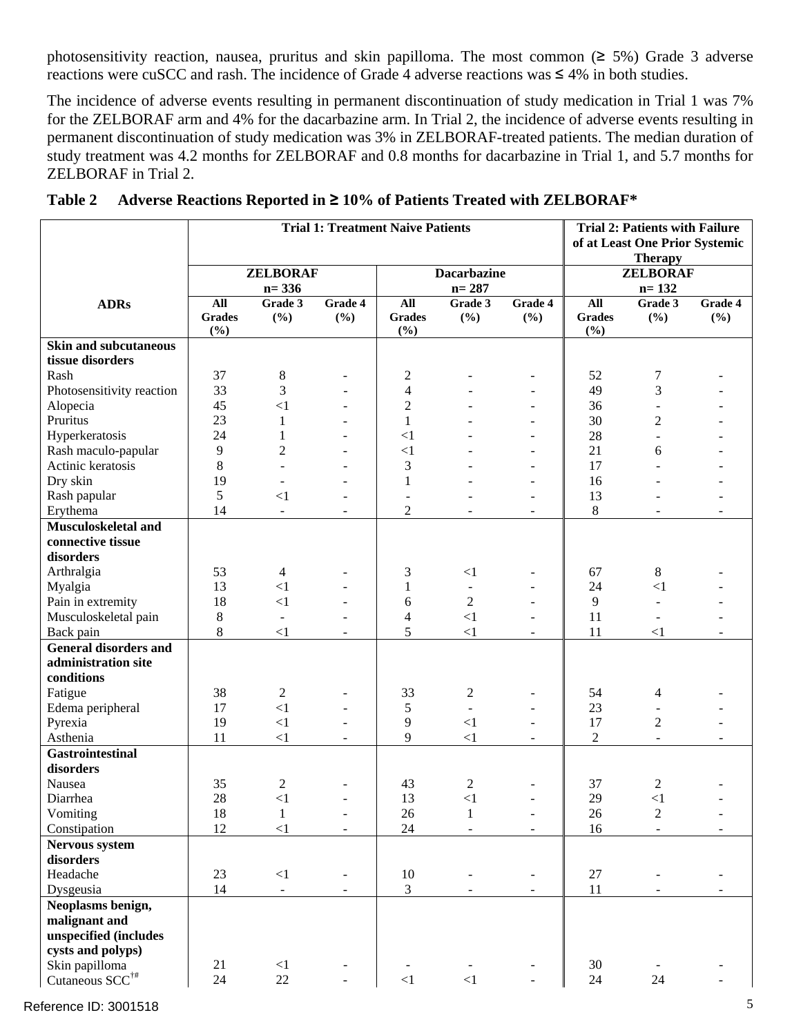photosensitivity reaction, nausea, pruritus and skin papilloma. The most common (≥ 5%) Grade 3 adverse reactions were cuSCC and rash. The incidence of Grade 4 adverse reactions was ≤ 4% in both studies.

The incidence of adverse events resulting in permanent discontinuation of study medication in Trial 1 was 7% for the ZELBORAF arm and 4% for the dacarbazine arm. In Trial 2, the incidence of adverse events resulting in permanent discontinuation of study medication was 3% in ZELBORAF-treated patients. The median duration of study treatment was 4.2 months for ZELBORAF and 0.8 months for dacarbazine in Trial 1, and 5.7 months for ZELBORAF in Trial 2.

**Table 2 Adverse Reactions Reported in ≥ 10% of Patients Treated with ZELBORAF***

| ADRs | Trial 1: Treatment Naive Patients | | | | | | Trial 2: Patients with Failure of at Least One Prior Systemic Therapy | | |
|---|---|---|---|---|---|---|---|---|---|
| | ZELBORAF n= 336 | | | Dacarbazine n= 287 | | | ZELBORAF n= 132 | | |
| | All Grades (%) | Grade 3 (%) | Grade 4 (%) | All Grades (%) | Grade 3 (%) | Grade 4 (%) | All Grades (%) | Grade 3 (%) | Grade 4 (%) |
| **Skin and subcutaneous tissue disorders** | | | | | | | | | |
| Rash | 37 | 8 | - | 2 | - | - | 52 | 7 | - |
| Photosensitivity reaction | 33 | 3 | - | 4 | - | - | 49 | 3 | - |
| Alopecia | 45 | <1 | - | 2 | - | - | 36 | - | - |
| Pruritus | 23 | 1 | - | 1 | - | - | 30 | 2 | - |
| Hyperkeratosis | 24 | 1 | - | <1 | - | - | 28 | - | - |
| Rash maculo-papular | 9 | 2 | - | <1 | - | - | 21 | 6 | - |
| Actinic keratosis | 8 | - | - | 3 | - | - | 17 | - | - |
| Dry skin | 19 | - | - | 1 | - | - | 16 | - | - |
| Rash papular | 5 | <1 | - | - | - | - | 13 | - | - |
| Erythema | 14 | - | - | 2 | - | - | 8 | - | - |
| **Musculoskeletal and connective tissue disorders** | | | | | | | | | |
| Arthralgia | 53 | 4 | - | 3 | <1 | - | 67 | 8 | - |
| Myalgia | 13 | <1 | - | 1 | - | - | 24 | <1 | - |
| Pain in extremity | 18 | <1 | - | 6 | 2 | - | 9 | - | - |
| Musculoskeletal pain | 8 | - | - | 4 | <1 | - | 11 | - | - |
| Back pain | 8 | <1 | - | 5 | <1 | - | 11 | <1 | - |
| **General disorders and administration site conditions** | | | | | | | | | |
| Fatigue | 38 | 2 | - | 33 | 2 | - | 54 | 4 | - |
| Edema peripheral | 17 | <1 | - | 5 | - | - | 23 | - | - |
| Pyrexia | 19 | <1 | - | 9 | <1 | - | 17 | 2 | - |
| Asthenia | 11 | <1 | - | 9 | <1 | - | 2 | - | - |
| **Gastrointestinal disorders** | | | | | | | | | |
| Nausea | 35 | 2 | - | 43 | 2 | - | 37 | 2 | - |
| Diarrhea | 28 | <1 | - | 13 | <1 | - | 29 | <1 | - |
| Vomiting | 18 | 1 | - | 26 | 1 | - | 26 | 2 | - |
| Constipation | 12 | <1 | - | 24 | - | - | 16 | - | - |
| **Nervous system disorders** | | | | | | | | | |
| Headache | 23 | <1 | - | 10 | - | - | 27 | - | - |
| Dysgeusia | 14 | - | - | 3 | - | - | 11 | - | - |
| **Neoplasms benign, malignant and unspecified (includes cysts and polyps)** | | | | | | | | | |
| Skin papilloma | 21 | <1 | - | - | - | - | 30 | - | - |
| Cutaneous SCC[†#] | 24 | 22 | - | <1 | <1 | - | 24 | 24 | - |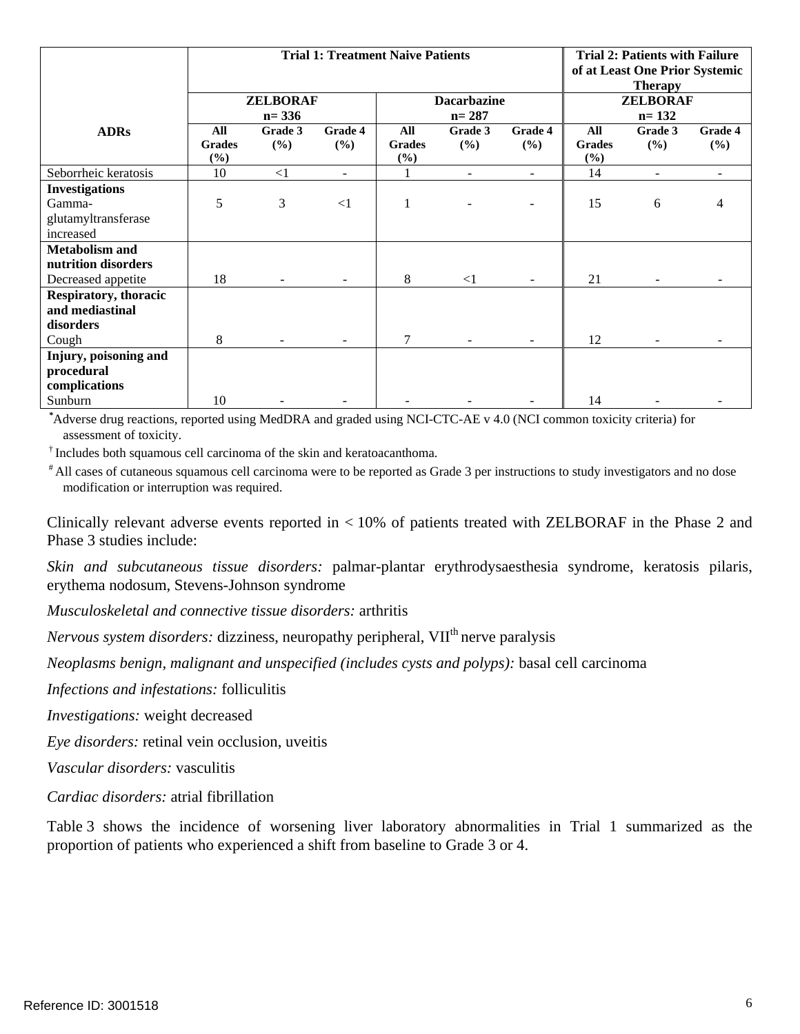| ADRs | Trial 1: Treatment Naive Patients | | | | | | Trial 2: Patients with Failure of at Least One Prior Systemic Therapy | | |
|---|---|---|---|---|---|---|---|---|---|
| | ZELBORAF n= 336 | | | Dacarbazine n= 287 | | | ZELBORAF n= 132 | | |
| | All Grades (%) | Grade 3 (%) | Grade 4 (%) | All Grades (%) | Grade 3 (%) | Grade 4 (%) | All Grades (%) | Grade 3 (%) | Grade 4 (%) |
| Seborrheic keratosis | 10 | <1 | - | 1 | - | - | 14 | - | - |
| **Investigations** | | | | | | | | | |
| Gamma-glutamyltransferase increased | 5 | 3 | <1 | 1 | - | - | 15 | 6 | 4 |
| **Metabolism and nutrition disorders** | | | | | | | | | |
| Decreased appetite | 18 | - | - | 8 | <1 | - | 21 | - | - |
| **Respiratory, thoracic and mediastinal disorders** | | | | | | | | | |
| Cough | 8 | - | - | 7 | - | - | 12 | - | - |
| **Injury, poisoning and procedural complications** | | | | | | | | | |
| Sunburn | 10 | - | - | - | - | - | 14 | - | - |

*Adverse drug reactions, reported using MedDRA and graded using NCI-CTC-AE v 4.0 (NCI common toxicity criteria) for assessment of toxicity.

† Includes both squamous cell carcinoma of the skin and keratoacanthoma.

\# All cases of cutaneous squamous cell carcinoma were to be reported as Grade 3 per instructions to study investigators and no dose modification or interruption was required.

Clinically relevant adverse events reported in < 10% of patients treated with ZELBORAF in the Phase 2 and Phase 3 studies include:

*Skin and subcutaneous tissue disorders:* palmar-plantar erythrodysaesthesia syndrome, keratosis pilaris, erythema nodosum, Stevens-Johnson syndrome

*Musculoskeletal and connective tissue disorders:* arthritis

*Nervous system disorders:* dizziness, neuropathy peripheral, VII$^{th}$ nerve paralysis

*Neoplasms benign, malignant and unspecified (includes cysts and polyps):* basal cell carcinoma

*Infections and infestations:* folliculitis

*Investigations:* weight decreased

*Eye disorders:* retinal vein occlusion, uveitis

*Vascular disorders:* vasculitis

*Cardiac disorders:* atrial fibrillation

Table 3 shows the incidence of worsening liver laboratory abnormalities in Trial 1 summarized as the proportion of patients who experienced a shift from baseline to Grade 3 or 4.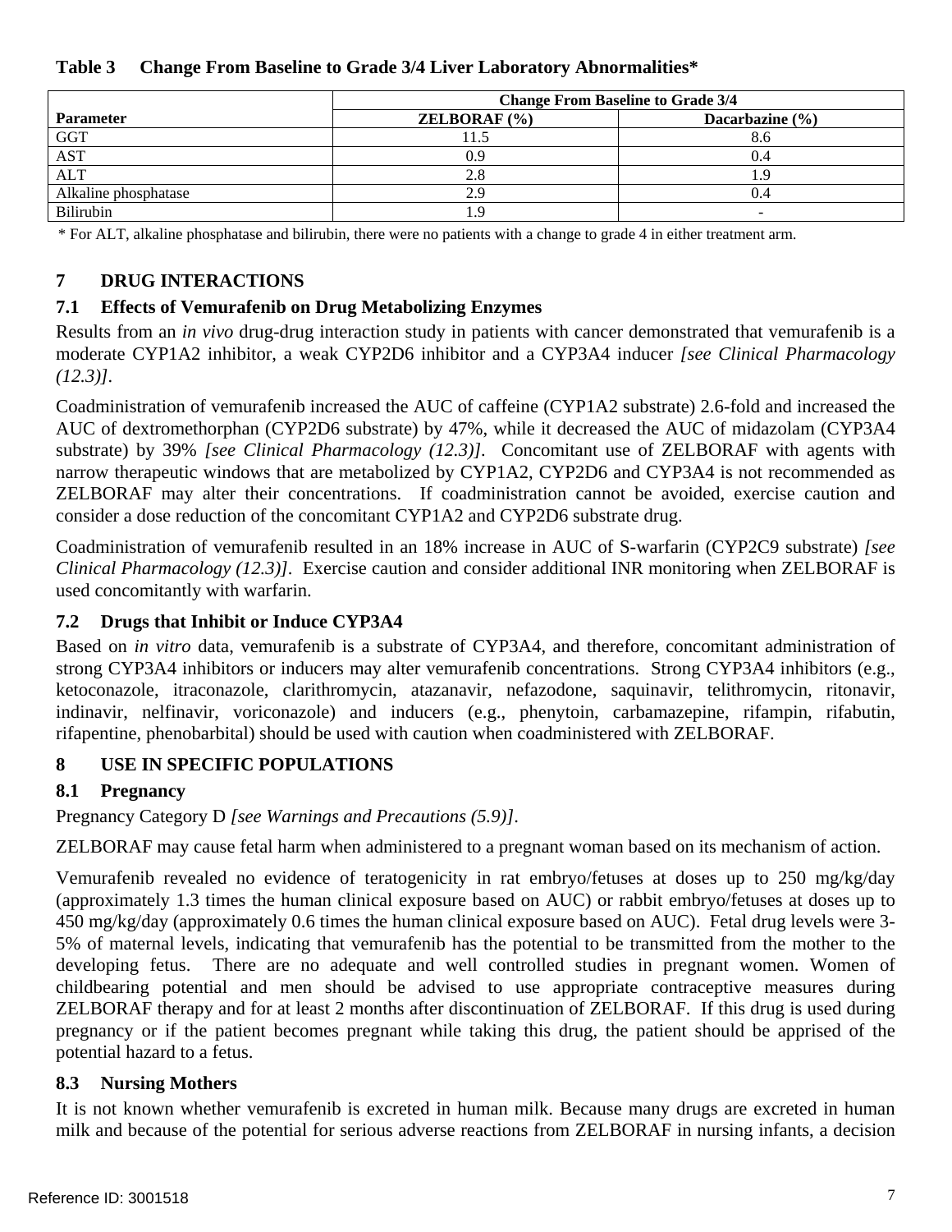**Table 3 Change From Baseline to Grade 3/4 Liver Laboratory Abnormalities***

| Parameter | Change From Baseline to Grade 3/4 | |
|---|---|---|
| | ZELBORAF (%) | Dacarbazine (%) |
| GGT | 11.5 | 8.6 |
| AST | 0.9 | 0.4 |
| ALT | 2.8 | 1.9 |
| Alkaline phosphatase | 2.9 | 0.4 |
| Bilirubin | 1.9 | - |

\* For ALT, alkaline phosphatase and bilirubin, there were no patients with a change to grade 4 in either treatment arm.

## 7 DRUG INTERACTIONS

### 7.1 Effects of Vemurafenib on Drug Metabolizing Enzymes

Results from an *in vivo* drug-drug interaction study in patients with cancer demonstrated that vemurafenib is a moderate CYP1A2 inhibitor, a weak CYP2D6 inhibitor and a CYP3A4 inducer *[see Clinical Pharmacology (12.3)]*.

Coadministration of vemurafenib increased the AUC of caffeine (CYP1A2 substrate) 2.6-fold and increased the AUC of dextromethorphan (CYP2D6 substrate) by 47%, while it decreased the AUC of midazolam (CYP3A4 substrate) by 39% *[see Clinical Pharmacology (12.3)]*. Concomitant use of ZELBORAF with agents with narrow therapeutic windows that are metabolized by CYP1A2, CYP2D6 and CYP3A4 is not recommended as ZELBORAF may alter their concentrations. If coadministration cannot be avoided, exercise caution and consider a dose reduction of the concomitant CYP1A2 and CYP2D6 substrate drug.

Coadministration of vemurafenib resulted in an 18% increase in AUC of S-warfarin (CYP2C9 substrate) *[see Clinical Pharmacology (12.3)]*. Exercise caution and consider additional INR monitoring when ZELBORAF is used concomitantly with warfarin.

### 7.2 Drugs that Inhibit or Induce CYP3A4

Based on *in vitro* data, vemurafenib is a substrate of CYP3A4, and therefore, concomitant administration of strong CYP3A4 inhibitors or inducers may alter vemurafenib concentrations. Strong CYP3A4 inhibitors (e.g., ketoconazole, itraconazole, clarithromycin, atazanavir, nefazodone, saquinavir, telithromycin, ritonavir, indinavir, nelfinavir, voriconazole) and inducers (e.g., phenytoin, carbamazepine, rifampin, rifabutin, rifapentine, phenobarbital) should be used with caution when coadministered with ZELBORAF.

## 8 USE IN SPECIFIC POPULATIONS

### 8.1 Pregnancy

Pregnancy Category D *[see Warnings and Precautions (5.9)]*.

ZELBORAF may cause fetal harm when administered to a pregnant woman based on its mechanism of action.

Vemurafenib revealed no evidence of teratogenicity in rat embryo/fetuses at doses up to 250 mg/kg/day (approximately 1.3 times the human clinical exposure based on AUC) or rabbit embryo/fetuses at doses up to 450 mg/kg/day (approximately 0.6 times the human clinical exposure based on AUC). Fetal drug levels were 3-5% of maternal levels, indicating that vemurafenib has the potential to be transmitted from the mother to the developing fetus. There are no adequate and well controlled studies in pregnant women. Women of childbearing potential and men should be advised to use appropriate contraceptive measures during ZELBORAF therapy and for at least 2 months after discontinuation of ZELBORAF. If this drug is used during pregnancy or if the patient becomes pregnant while taking this drug, the patient should be apprised of the potential hazard to a fetus.

### 8.3 Nursing Mothers

It is not known whether vemurafenib is excreted in human milk. Because many drugs are excreted in human milk and because of the potential for serious adverse reactions from ZELBORAF in nursing infants, a decision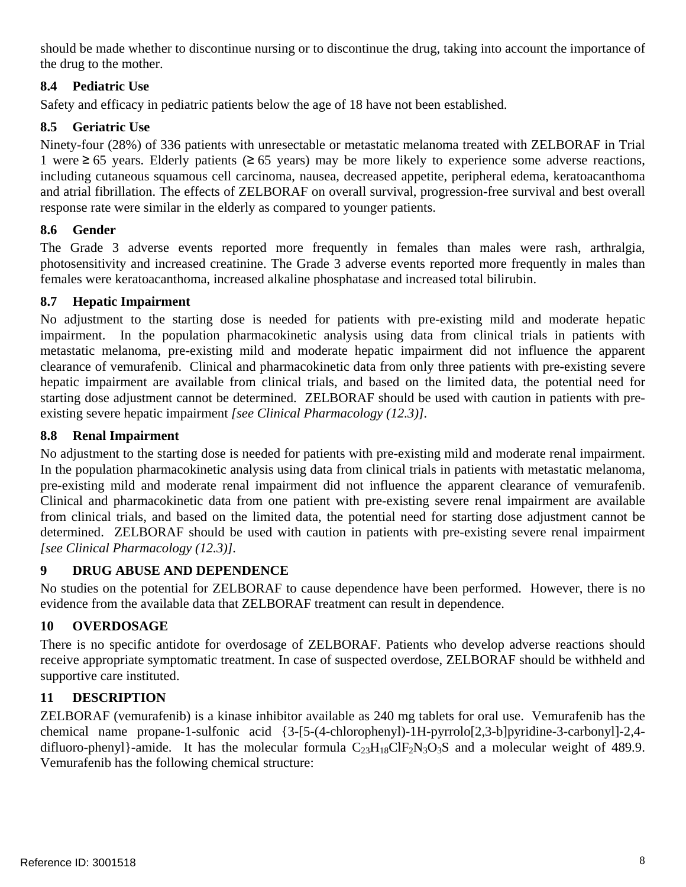should be made whether to discontinue nursing or to discontinue the drug, taking into account the importance of the drug to the mother.

### 8.4 Pediatric Use

Safety and efficacy in pediatric patients below the age of 18 have not been established.

### 8.5 Geriatric Use

Ninety-four (28%) of 336 patients with unresectable or metastatic melanoma treated with ZELBORAF in Trial 1 were ≥ 65 years. Elderly patients (≥ 65 years) may be more likely to experience some adverse reactions, including cutaneous squamous cell carcinoma, nausea, decreased appetite, peripheral edema, keratoacanthoma and atrial fibrillation. The effects of ZELBORAF on overall survival, progression-free survival and best overall response rate were similar in the elderly as compared to younger patients.

### 8.6 Gender

The Grade 3 adverse events reported more frequently in females than males were rash, arthralgia, photosensitivity and increased creatinine. The Grade 3 adverse events reported more frequently in males than females were keratoacanthoma, increased alkaline phosphatase and increased total bilirubin.

### 8.7 Hepatic Impairment

No adjustment to the starting dose is needed for patients with pre-existing mild and moderate hepatic impairment. In the population pharmacokinetic analysis using data from clinical trials in patients with metastatic melanoma, pre-existing mild and moderate hepatic impairment did not influence the apparent clearance of vemurafenib. Clinical and pharmacokinetic data from only three patients with pre-existing severe hepatic impairment are available from clinical trials, and based on the limited data, the potential need for starting dose adjustment cannot be determined. ZELBORAF should be used with caution in patients with pre-existing severe hepatic impairment *[see Clinical Pharmacology (12.3)]*.

### 8.8 Renal Impairment

No adjustment to the starting dose is needed for patients with pre-existing mild and moderate renal impairment. In the population pharmacokinetic analysis using data from clinical trials in patients with metastatic melanoma, pre-existing mild and moderate renal impairment did not influence the apparent clearance of vemurafenib. Clinical and pharmacokinetic data from one patient with pre-existing severe renal impairment are available from clinical trials, and based on the limited data, the potential need for starting dose adjustment cannot be determined. ZELBORAF should be used with caution in patients with pre-existing severe renal impairment *[see Clinical Pharmacology (12.3)]*.

## 9 DRUG ABUSE AND DEPENDENCE

No studies on the potential for ZELBORAF to cause dependence have been performed. However, there is no evidence from the available data that ZELBORAF treatment can result in dependence.

## 10 OVERDOSAGE

There is no specific antidote for overdosage of ZELBORAF. Patients who develop adverse reactions should receive appropriate symptomatic treatment. In case of suspected overdose, ZELBORAF should be withheld and supportive care instituted.

## 11 DESCRIPTION

ZELBORAF (vemurafenib) is a kinase inhibitor available as 240 mg tablets for oral use. Vemurafenib has the chemical name propane-1-sulfonic acid {3-[5-(4-chlorophenyl)-1H-pyrrolo[2,3-b]pyridine-3-carbonyl]-2,4-difluoro-phenyl}-amide. It has the molecular formula $C_{23}H_{18}ClF_2N_3O_3S$ and a molecular weight of 489.9. Vemurafenib has the following chemical structure: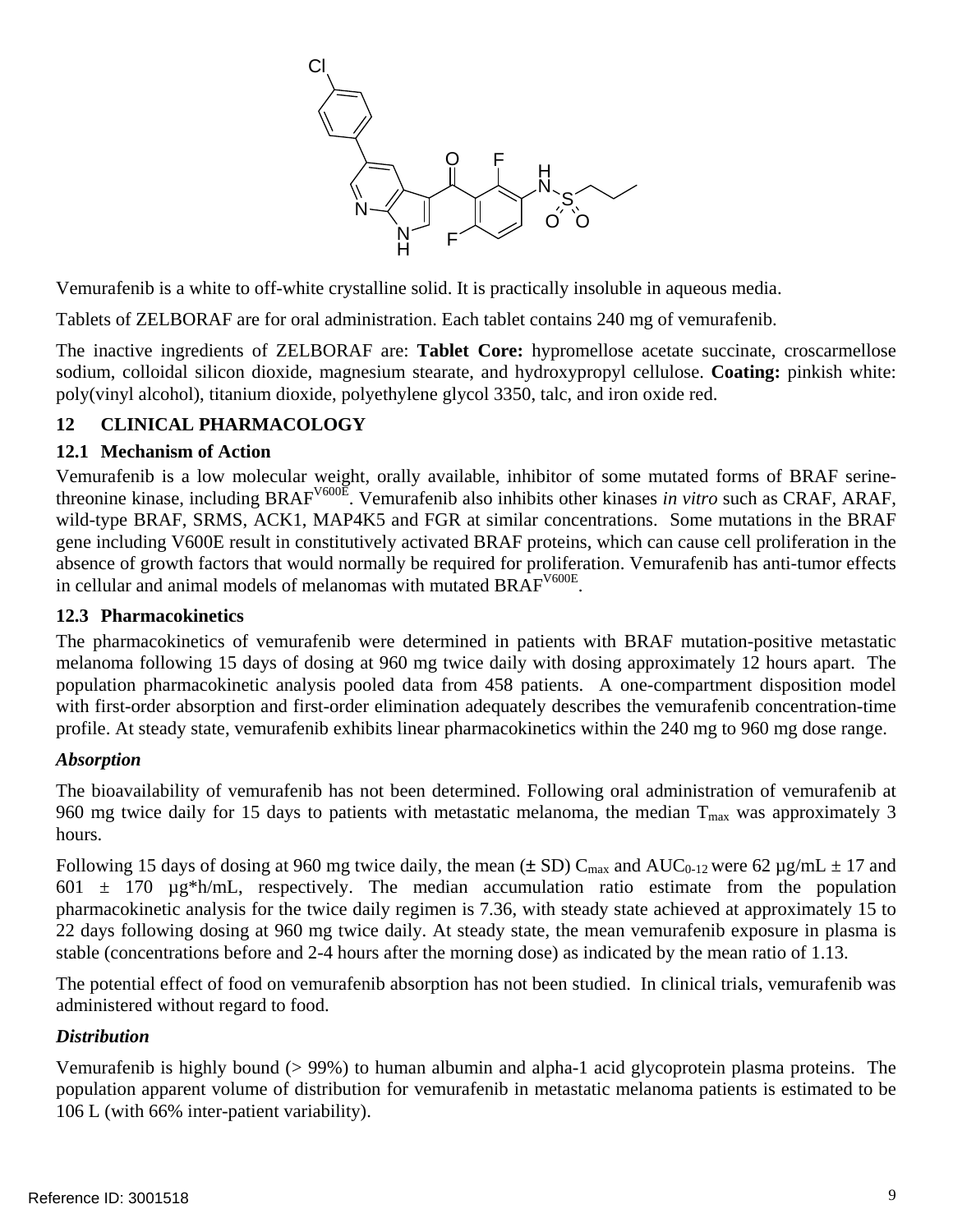Vemurafenib is a white to off-white crystalline solid. It is practically insoluble in aqueous media.

Tablets of ZELBORAF are for oral administration. Each tablet contains 240 mg of vemurafenib.

The inactive ingredients of ZELBORAF are: **Tablet Core:** hypromellose acetate succinate, croscarmellose sodium, colloidal silicon dioxide, magnesium stearate, and hydroxypropyl cellulose. **Coating:** pinkish white: poly(vinyl alcohol), titanium dioxide, polyethylene glycol 3350, talc, and iron oxide red.

## 12 CLINICAL PHARMACOLOGY

### 12.1 Mechanism of Action

Vemurafenib is a low molecular weight, orally available, inhibitor of some mutated forms of BRAF serine-threonine kinase, including $BRAF^{V600E}$. Vemurafenib also inhibits other kinases *in vitro* such as CRAF, ARAF, wild-type BRAF, SRMS, ACK1, MAP4K5 and FGR at similar concentrations. Some mutations in the BRAF gene including V600E result in constitutively activated BRAF proteins, which can cause cell proliferation in the absence of growth factors that would normally be required for proliferation. Vemurafenib has anti-tumor effects in cellular and animal models of melanomas with mutated $BRAF^{V600E}$.

### 12.3 Pharmacokinetics

The pharmacokinetics of vemurafenib were determined in patients with BRAF mutation-positive metastatic melanoma following 15 days of dosing at 960 mg twice daily with dosing approximately 12 hours apart. The population pharmacokinetic analysis pooled data from 458 patients. A one-compartment disposition model with first-order absorption and first-order elimination adequately describes the vemurafenib concentration-time profile. At steady state, vemurafenib exhibits linear pharmacokinetics within the 240 mg to 960 mg dose range.

***Absorption***

The bioavailability of vemurafenib has not been determined. Following oral administration of vemurafenib at 960 mg twice daily for 15 days to patients with metastatic melanoma, the median $T_{max}$ was approximately 3 hours.

Following 15 days of dosing at 960 mg twice daily, the mean (± SD) $C_{max}$ and $AUC_{0-12}$ were 62 µg/mL ± 17 and 601 ± 170 µg*h/mL, respectively. The median accumulation ratio estimate from the population pharmacokinetic analysis for the twice daily regimen is 7.36, with steady state achieved at approximately 15 to 22 days following dosing at 960 mg twice daily. At steady state, the mean vemurafenib exposure in plasma is stable (concentrations before and 2-4 hours after the morning dose) as indicated by the mean ratio of 1.13.

The potential effect of food on vemurafenib absorption has not been studied. In clinical trials, vemurafenib was administered without regard to food.

***Distribution***

Vemurafenib is highly bound (> 99%) to human albumin and alpha-1 acid glycoprotein plasma proteins. The population apparent volume of distribution for vemurafenib in metastatic melanoma patients is estimated to be 106 L (with 66% inter-patient variability).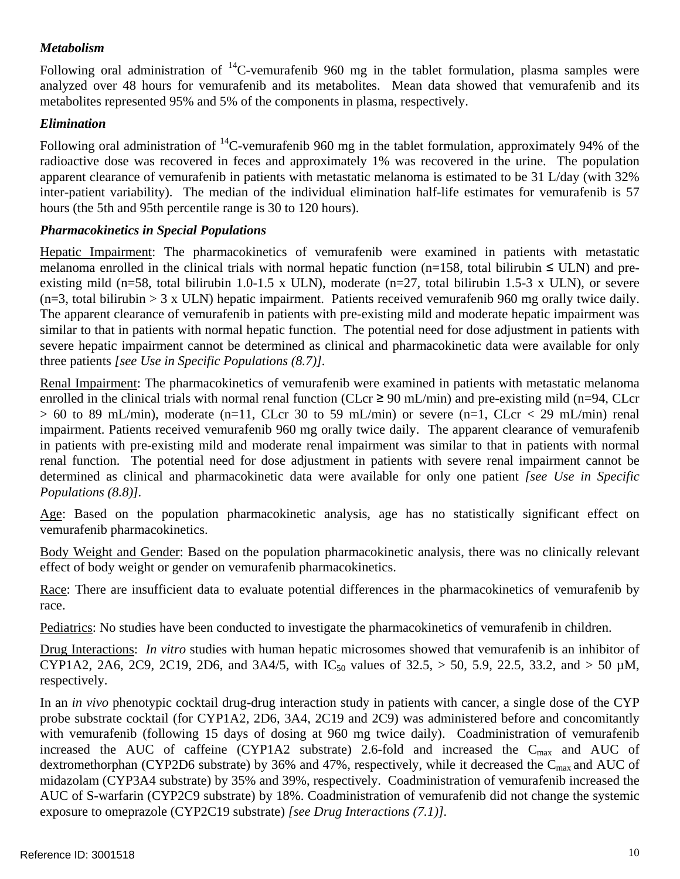### *Metabolism*

Following oral administration of $^{14}$C-vemurafenib 960 mg in the tablet formulation, plasma samples were analyzed over 48 hours for vemurafenib and its metabolites. Mean data showed that vemurafenib and its metabolites represented 95% and 5% of the components in plasma, respectively.

### *Elimination*

Following oral administration of $^{14}$C-vemurafenib 960 mg in the tablet formulation, approximately 94% of the radioactive dose was recovered in feces and approximately 1% was recovered in the urine. The population apparent clearance of vemurafenib in patients with metastatic melanoma is estimated to be 31 L/day (with 32% inter-patient variability). The median of the individual elimination half-life estimates for vemurafenib is 57 hours (the 5th and 95th percentile range is 30 to 120 hours).

### *Pharmacokinetics in Special Populations*

Hepatic Impairment: The pharmacokinetics of vemurafenib were examined in patients with metastatic melanoma enrolled in the clinical trials with normal hepatic function (n=158, total bilirubin ≤ ULN) and pre-existing mild (n=58, total bilirubin 1.0-1.5 x ULN), moderate (n=27, total bilirubin 1.5-3 x ULN), or severe (n=3, total bilirubin > 3 x ULN) hepatic impairment. Patients received vemurafenib 960 mg orally twice daily. The apparent clearance of vemurafenib in patients with pre-existing mild and moderate hepatic impairment was similar to that in patients with normal hepatic function. The potential need for dose adjustment in patients with severe hepatic impairment cannot be determined as clinical and pharmacokinetic data were available for only three patients *[see Use in Specific Populations (8.7)]*.

Renal Impairment: The pharmacokinetics of vemurafenib were examined in patients with metastatic melanoma enrolled in the clinical trials with normal renal function (CLcr ≥ 90 mL/min) and pre-existing mild (n=94, CLcr > 60 to 89 mL/min), moderate (n=11, CLcr 30 to 59 mL/min) or severe (n=1, CLcr < 29 mL/min) renal impairment. Patients received vemurafenib 960 mg orally twice daily. The apparent clearance of vemurafenib in patients with pre-existing mild and moderate renal impairment was similar to that in patients with normal renal function. The potential need for dose adjustment in patients with severe renal impairment cannot be determined as clinical and pharmacokinetic data were available for only one patient *[see Use in Specific Populations (8.8)]*.

Age: Based on the population pharmacokinetic analysis, age has no statistically significant effect on vemurafenib pharmacokinetics.

Body Weight and Gender: Based on the population pharmacokinetic analysis, there was no clinically relevant effect of body weight or gender on vemurafenib pharmacokinetics.

Race: There are insufficient data to evaluate potential differences in the pharmacokinetics of vemurafenib by race.

Pediatrics: No studies have been conducted to investigate the pharmacokinetics of vemurafenib in children.

Drug Interactions: *In vitro* studies with human hepatic microsomes showed that vemurafenib is an inhibitor of CYP1A2, 2A6, 2C9, 2C19, 2D6, and 3A4/5, with $IC_{50}$ values of 32.5, > 50, 5.9, 22.5, 33.2, and > 50 µM, respectively.

In an *in vivo* phenotypic cocktail drug-drug interaction study in patients with cancer, a single dose of the CYP probe substrate cocktail (for CYP1A2, 2D6, 3A4, 2C19 and 2C9) was administered before and concomitantly with vemurafenib (following 15 days of dosing at 960 mg twice daily). Coadministration of vemurafenib increased the AUC of caffeine (CYP1A2 substrate) 2.6-fold and increased the $C_{max}$ and AUC of dextromethorphan (CYP2D6 substrate) by 36% and 47%, respectively, while it decreased the $C_{max}$ and AUC of midazolam (CYP3A4 substrate) by 35% and 39%, respectively. Coadministration of vemurafenib increased the AUC of S-warfarin (CYP2C9 substrate) by 18%. Coadministration of vemurafenib did not change the systemic exposure to omeprazole (CYP2C19 substrate) *[see Drug Interactions (7.1)]*.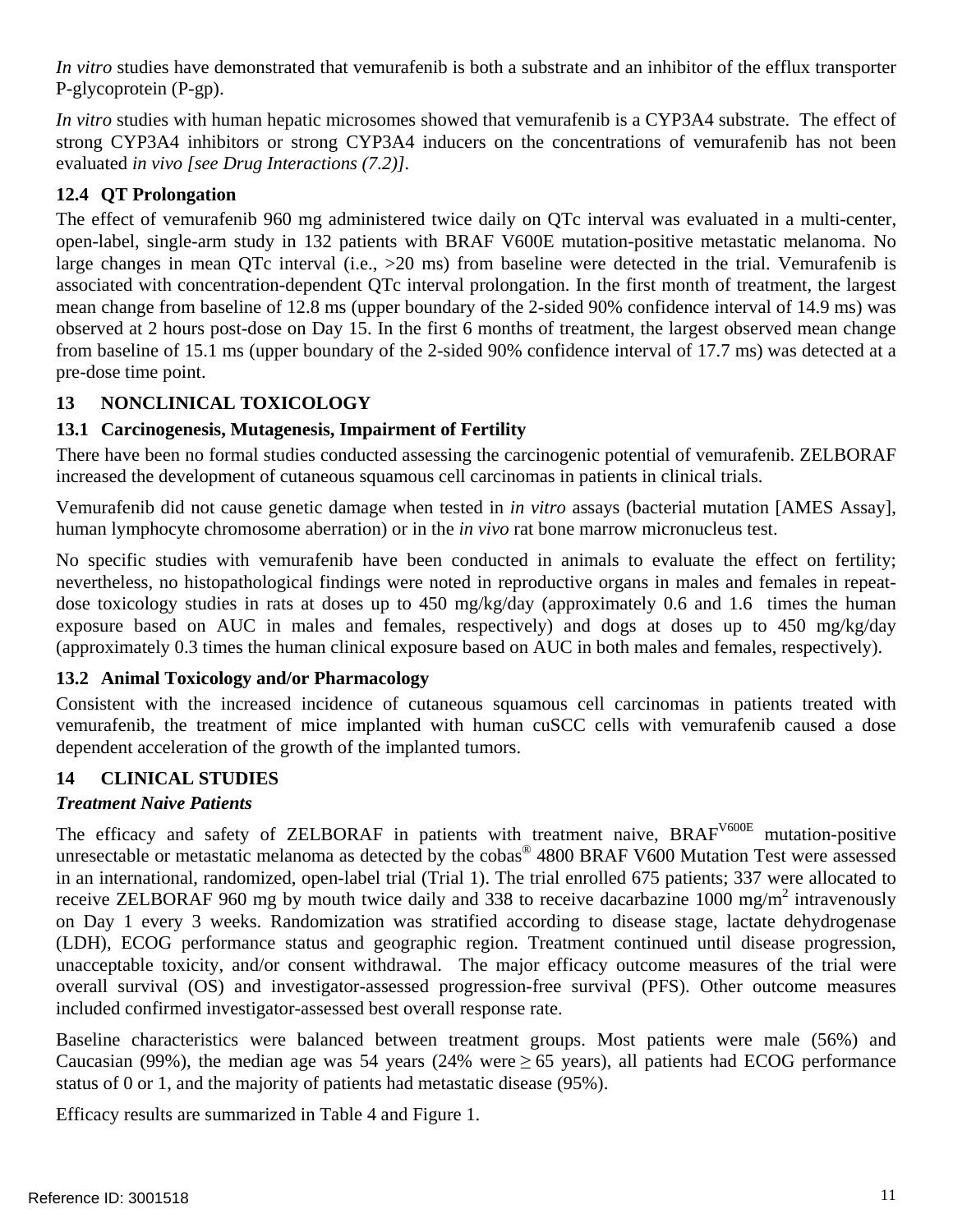*In vitro* studies have demonstrated that vemurafenib is both a substrate and an inhibitor of the efflux transporter P-glycoprotein (P-gp).

*In vitro* studies with human hepatic microsomes showed that vemurafenib is a CYP3A4 substrate. The effect of strong CYP3A4 inhibitors or strong CYP3A4 inducers on the concentrations of vemurafenib has not been evaluated *in vivo [see Drug Interactions (7.2)]*.

### 12.4 QT Prolongation

The effect of vemurafenib 960 mg administered twice daily on QTc interval was evaluated in a multi-center, open-label, single-arm study in 132 patients with BRAF V600E mutation-positive metastatic melanoma. No large changes in mean QTc interval (i.e., >20 ms) from baseline were detected in the trial. Vemurafenib is associated with concentration-dependent QTc interval prolongation. In the first month of treatment, the largest mean change from baseline of 12.8 ms (upper boundary of the 2-sided 90% confidence interval of 14.9 ms) was observed at 2 hours post-dose on Day 15. In the first 6 months of treatment, the largest observed mean change from baseline of 15.1 ms (upper boundary of the 2-sided 90% confidence interval of 17.7 ms) was detected at a pre-dose time point.

## 13 NONCLINICAL TOXICOLOGY

### 13.1 Carcinogenesis, Mutagenesis, Impairment of Fertility

There have been no formal studies conducted assessing the carcinogenic potential of vemurafenib. ZELBORAF increased the development of cutaneous squamous cell carcinomas in patients in clinical trials.

Vemurafenib did not cause genetic damage when tested in *in vitro* assays (bacterial mutation [AMES Assay], human lymphocyte chromosome aberration) or in the *in vivo* rat bone marrow micronucleus test.

No specific studies with vemurafenib have been conducted in animals to evaluate the effect on fertility; nevertheless, no histopathological findings were noted in reproductive organs in males and females in repeat-dose toxicology studies in rats at doses up to 450 mg/kg/day (approximately 0.6 and 1.6 times the human exposure based on AUC in males and females, respectively) and dogs at doses up to 450 mg/kg/day (approximately 0.3 times the human clinical exposure based on AUC in both males and females, respectively).

### 13.2 Animal Toxicology and/or Pharmacology

Consistent with the increased incidence of cutaneous squamous cell carcinomas in patients treated with vemurafenib, the treatment of mice implanted with human cuSCC cells with vemurafenib caused a dose dependent acceleration of the growth of the implanted tumors.

## 14 CLINICAL STUDIES

***Treatment Naive Patients***

The efficacy and safety of ZELBORAF in patients with treatment naive, $BRAF^{V600E}$ mutation-positive unresectable or metastatic melanoma as detected by the cobas® 4800 BRAF V600 Mutation Test were assessed in an international, randomized, open-label trial (Trial 1). The trial enrolled 675 patients; 337 were allocated to receive ZELBORAF 960 mg by mouth twice daily and 338 to receive dacarbazine 1000 $mg/m^2$ intravenously on Day 1 every 3 weeks. Randomization was stratified according to disease stage, lactate dehydrogenase (LDH), ECOG performance status and geographic region. Treatment continued until disease progression, unacceptable toxicity, and/or consent withdrawal. The major efficacy outcome measures of the trial were overall survival (OS) and investigator-assessed progression-free survival (PFS). Other outcome measures included confirmed investigator-assessed best overall response rate.

Baseline characteristics were balanced between treatment groups. Most patients were male (56%) and Caucasian (99%), the median age was 54 years (24% were ≥ 65 years), all patients had ECOG performance status of 0 or 1, and the majority of patients had metastatic disease (95%).

Efficacy results are summarized in Table 4 and Figure 1.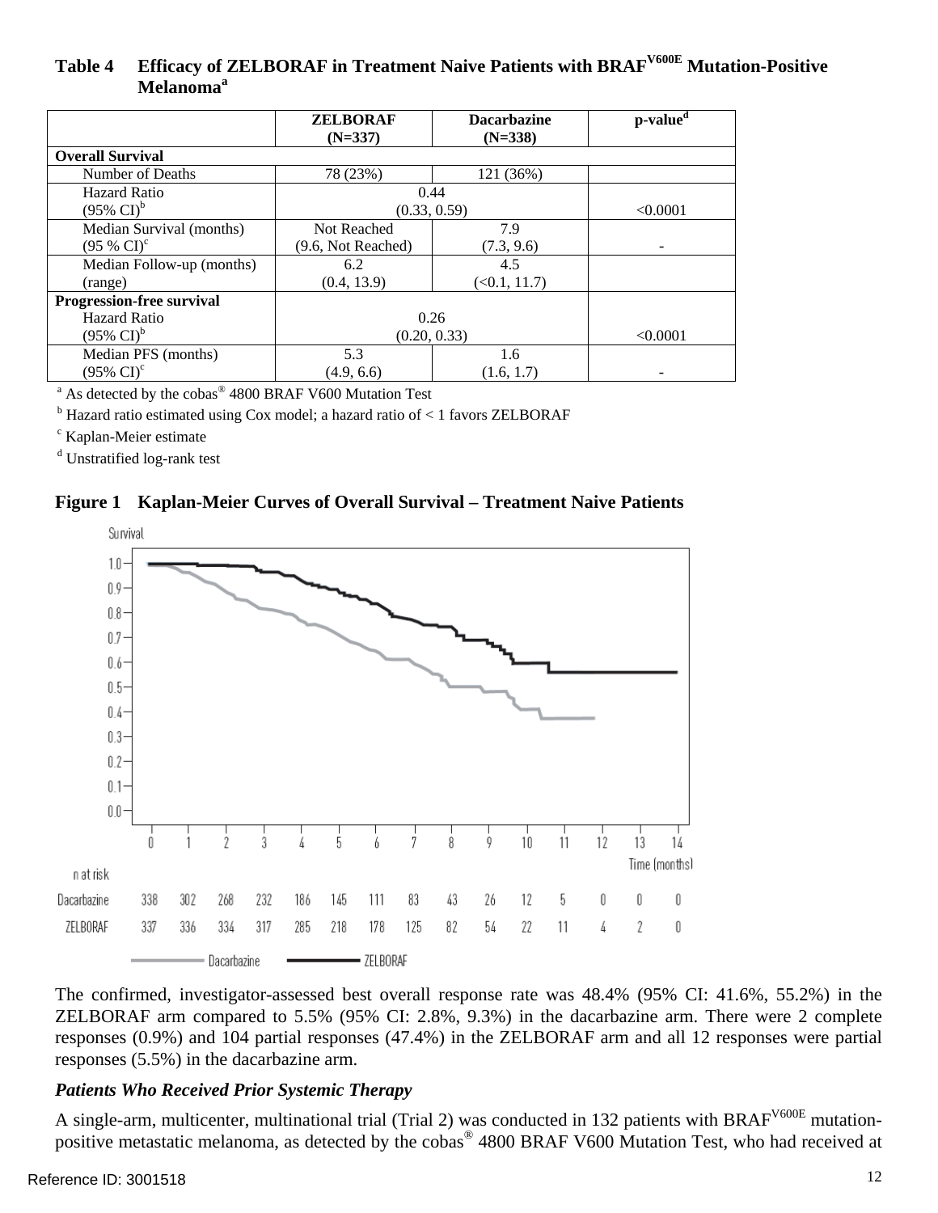**Table 4 Efficacy of ZELBORAF in Treatment Naive Patients with BRAF$^{V600E}$ Mutation-Positive Melanoma[a]**

| | ZELBORAF (N=337) | Dacarbazine (N=338) | p-value[d] |
|---|---|---|---|
| **Overall Survival** | | | |
| Number of Deaths | 78 (23%) | 121 (36%) | |
| Hazard Ratio (95% CI)[b] | 0.44 (0.33, 0.59) | | <0.0001 |
| Median Survival (months) (95 % CI)[c] | Not Reached (9.6, Not Reached) | 7.9 (7.3, 9.6) | - |
| Median Follow-up (months) (range) | 6.2 (0.4, 13.9) | 4.5 (<0.1, 11.7) | |
| **Progression-free survival** | | | |
| Hazard Ratio (95% CI)[b] | 0.26 (0.20, 0.33) | | <0.0001 |
| Median PFS (months) (95% CI)[c] | 5.3 (4.9, 6.6) | 1.6 (1.6, 1.7) | - |

[a] As detected by the cobas® 4800 BRAF V600 Mutation Test

[b] Hazard ratio estimated using Cox model; a hazard ratio of < 1 favors ZELBORAF

[c] Kaplan-Meier estimate

[d] Unstratified log-rank test

**Figure 1 Kaplan-Meier Curves of Overall Survival – Treatment Naive Patients**

| n at risk | 0 | 1 | 2 | 3 | 4 | 5 | 6 | 7 | 8 | 9 | 10 | 11 | 12 | 13 | 14 |
|---|---|---|---|---|---|---|---|---|---|---|---|---|---|---|---|
| Dacarbazine | 338 | 302 | 268 | 232 | 186 | 145 | 111 | 83 | 43 | 26 | 12 | 5 | 0 | 0 | 0 |
| ZELBORAF | 337 | 336 | 334 | 317 | 285 | 218 | 178 | 125 | 82 | 54 | 22 | 11 | 4 | 2 | 0 |

The confirmed, investigator-assessed best overall response rate was 48.4% (95% CI: 41.6%, 55.2%) in the ZELBORAF arm compared to 5.5% (95% CI: 2.8%, 9.3%) in the dacarbazine arm. There were 2 complete responses (0.9%) and 104 partial responses (47.4%) in the ZELBORAF arm and all 12 responses were partial responses (5.5%) in the dacarbazine arm.

***Patients Who Received Prior Systemic Therapy***

A single-arm, multicenter, multinational trial (Trial 2) was conducted in 132 patients with BRAF$^{V600E}$ mutation-positive metastatic melanoma, as detected by the cobas® 4800 BRAF V600 Mutation Test, who had received at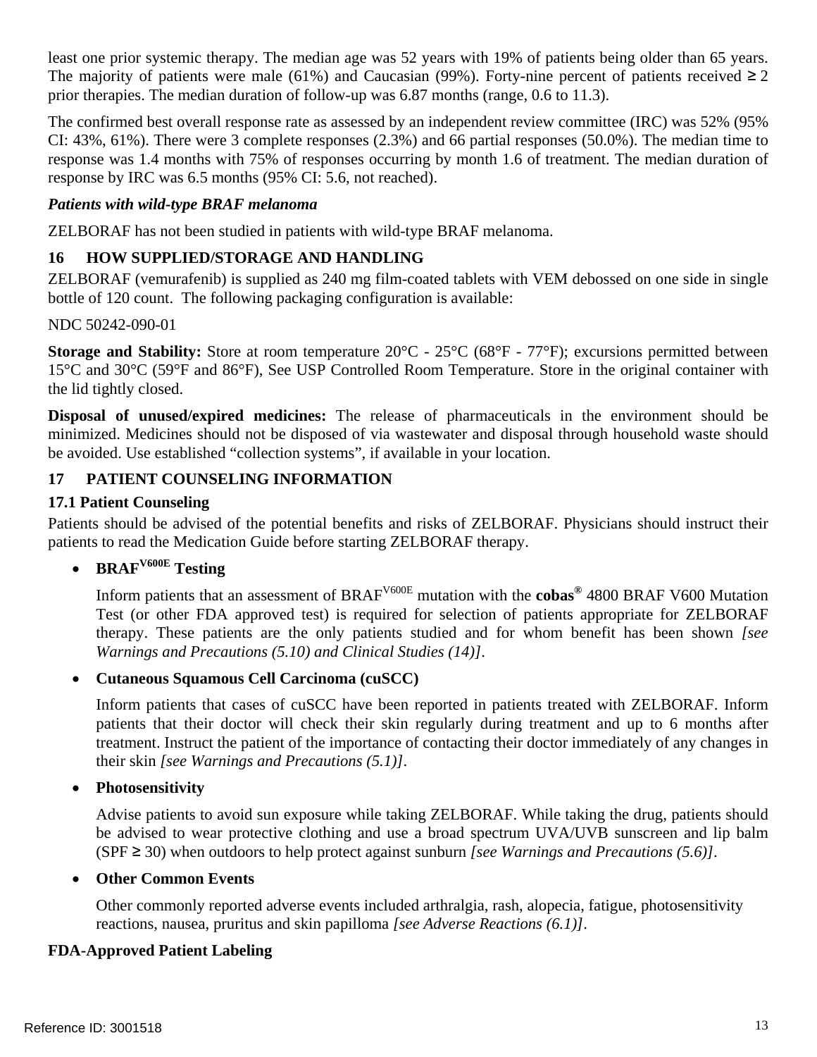least one prior systemic therapy. The median age was 52 years with 19% of patients being older than 65 years. The majority of patients were male (61%) and Caucasian (99%). Forty-nine percent of patients received ≥ 2 prior therapies. The median duration of follow-up was 6.87 months (range, 0.6 to 11.3).

The confirmed best overall response rate as assessed by an independent review committee (IRC) was 52% (95% CI: 43%, 61%). There were 3 complete responses (2.3%) and 66 partial responses (50.0%). The median time to response was 1.4 months with 75% of responses occurring by month 1.6 of treatment. The median duration of response by IRC was 6.5 months (95% CI: 5.6, not reached).

***Patients with wild-type BRAF melanoma***

ZELBORAF has not been studied in patients with wild-type BRAF melanoma.

## 16 HOW SUPPLIED/STORAGE AND HANDLING

ZELBORAF (vemurafenib) is supplied as 240 mg film-coated tablets with VEM debossed on one side in single bottle of 120 count. The following packaging configuration is available:

NDC 50242-090-01

**Storage and Stability:** Store at room temperature 20°C - 25°C (68°F - 77°F); excursions permitted between 15°C and 30°C (59°F and 86°F), See USP Controlled Room Temperature. Store in the original container with the lid tightly closed.

**Disposal of unused/expired medicines:** The release of pharmaceuticals in the environment should be minimized. Medicines should not be disposed of via wastewater and disposal through household waste should be avoided. Use established "collection systems", if available in your location.

## 17 PATIENT COUNSELING INFORMATION

### 17.1 Patient Counseling

Patients should be advised of the potential benefits and risks of ZELBORAF. Physicians should instruct their patients to read the Medication Guide before starting ZELBORAF therapy.

- **$BRAF^{V600E}$ Testing**

  Inform patients that an assessment of $BRAF^{V600E}$ mutation with the **cobas®** 4800 BRAF V600 Mutation Test (or other FDA approved test) is required for selection of patients appropriate for ZELBORAF therapy. These patients are the only patients studied and for whom benefit has been shown *[see Warnings and Precautions (5.10) and Clinical Studies (14)]*.

- **Cutaneous Squamous Cell Carcinoma (cuSCC)**

  Inform patients that cases of cuSCC have been reported in patients treated with ZELBORAF. Inform patients that their doctor will check their skin regularly during treatment and up to 6 months after treatment. Instruct the patient of the importance of contacting their doctor immediately of any changes in their skin *[see Warnings and Precautions (5.1)]*.

- **Photosensitivity**

  Advise patients to avoid sun exposure while taking ZELBORAF. While taking the drug, patients should be advised to wear protective clothing and use a broad spectrum UVA/UVB sunscreen and lip balm (SPF ≥ 30) when outdoors to help protect against sunburn *[see Warnings and Precautions (5.6)]*.

- **Other Common Events**

  Other commonly reported adverse events included arthralgia, rash, alopecia, fatigue, photosensitivity reactions, nausea, pruritus and skin papilloma *[see Adverse Reactions (6.1)]*.

**FDA-Approved Patient Labeling**